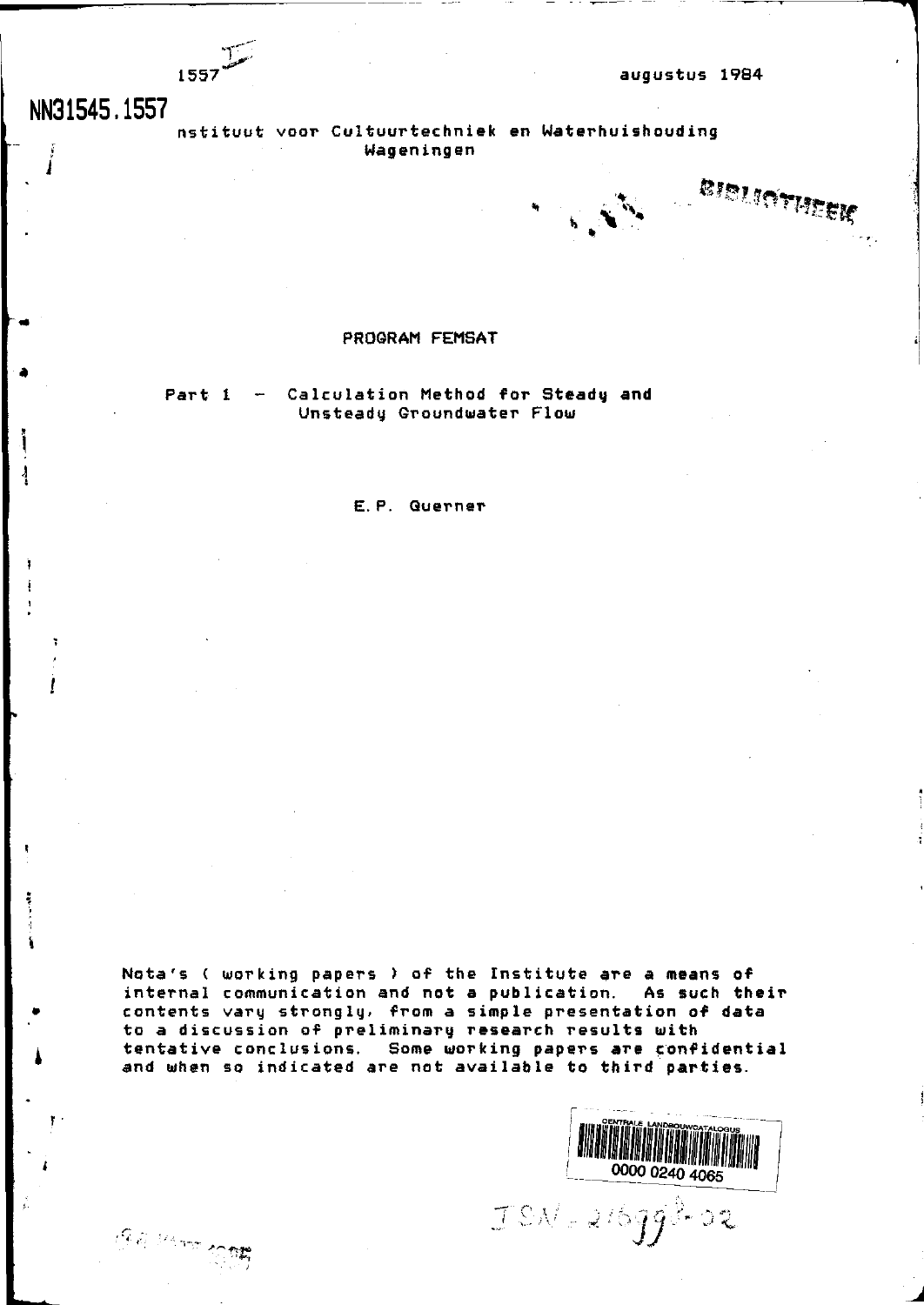1557

augustus 1984

NN31545.1557

nstituut voor Cultuurtechniek en Waterhuishouding
Wageningen

BIBLIOTHEEK

# PROGRAM FEMSAT

## Part 1 – Calculation Method for Steady and Unsteady Groundwater Flow

E.P. Querner

Nota's ( working papers ) of the Institute are a means of internal communication and not a publication. As such their contents vary strongly, from a simple presentation of data to a discussion of preliminary research results with tentative conclusions. Some working papers are confidential and when so indicated are not available to third parties.

CENTRALE LANDBOUWCATALOGUS

0000 0240 4065

ISN 216998-02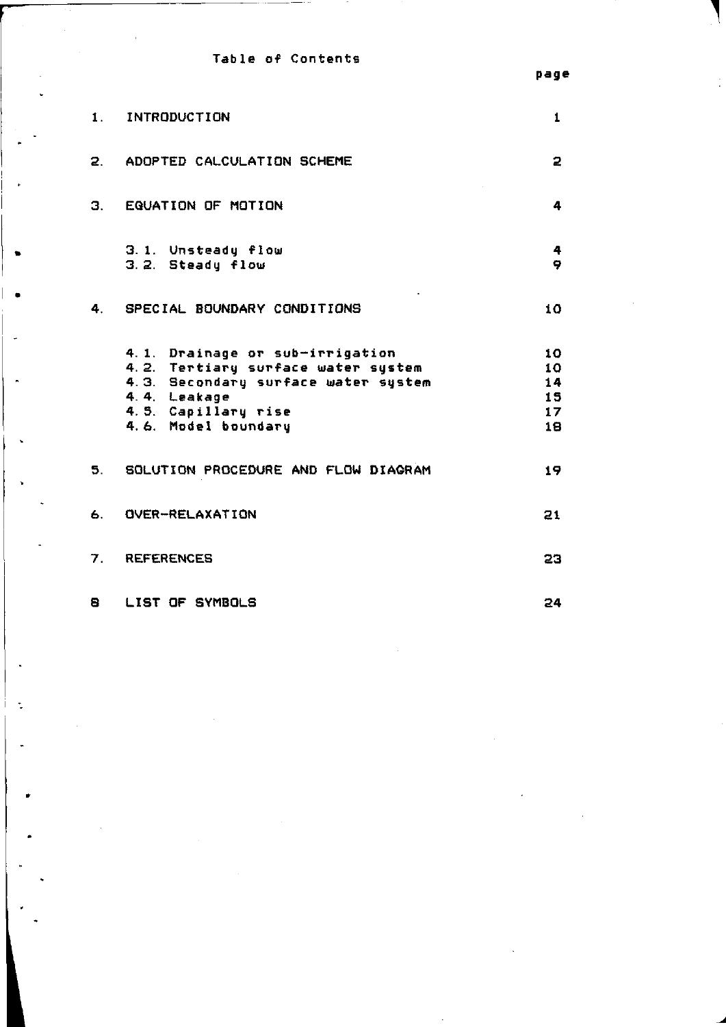# Table of Contents

| | | page |
|---|---|---|
| 1. | INTRODUCTION | 1 |
| 2. | ADOPTED CALCULATION SCHEME | 2 |
| 3. | EQUATION OF MOTION | 4 |
| | 3.1. Unsteady flow | 4 |
| | 3.2. Steady flow | 9 |
| 4. | SPECIAL BOUNDARY CONDITIONS | 10 |
| | 4.1. Drainage or sub-irrigation | 10 |
| | 4.2. Tertiary surface water system | 10 |
| | 4.3. Secondary surface water system | 14 |
| | 4.4. Leakage | 15 |
| | 4.5. Capillary rise | 17 |
| | 4.6. Model boundary | 18 |
| 5. | SOLUTION PROCEDURE AND FLOW DIAGRAM | 19 |
| 6. | OVER-RELAXATION | 21 |
| 7. | REFERENCES | 23 |
| 8 | LIST OF SYMBOLS | 24 |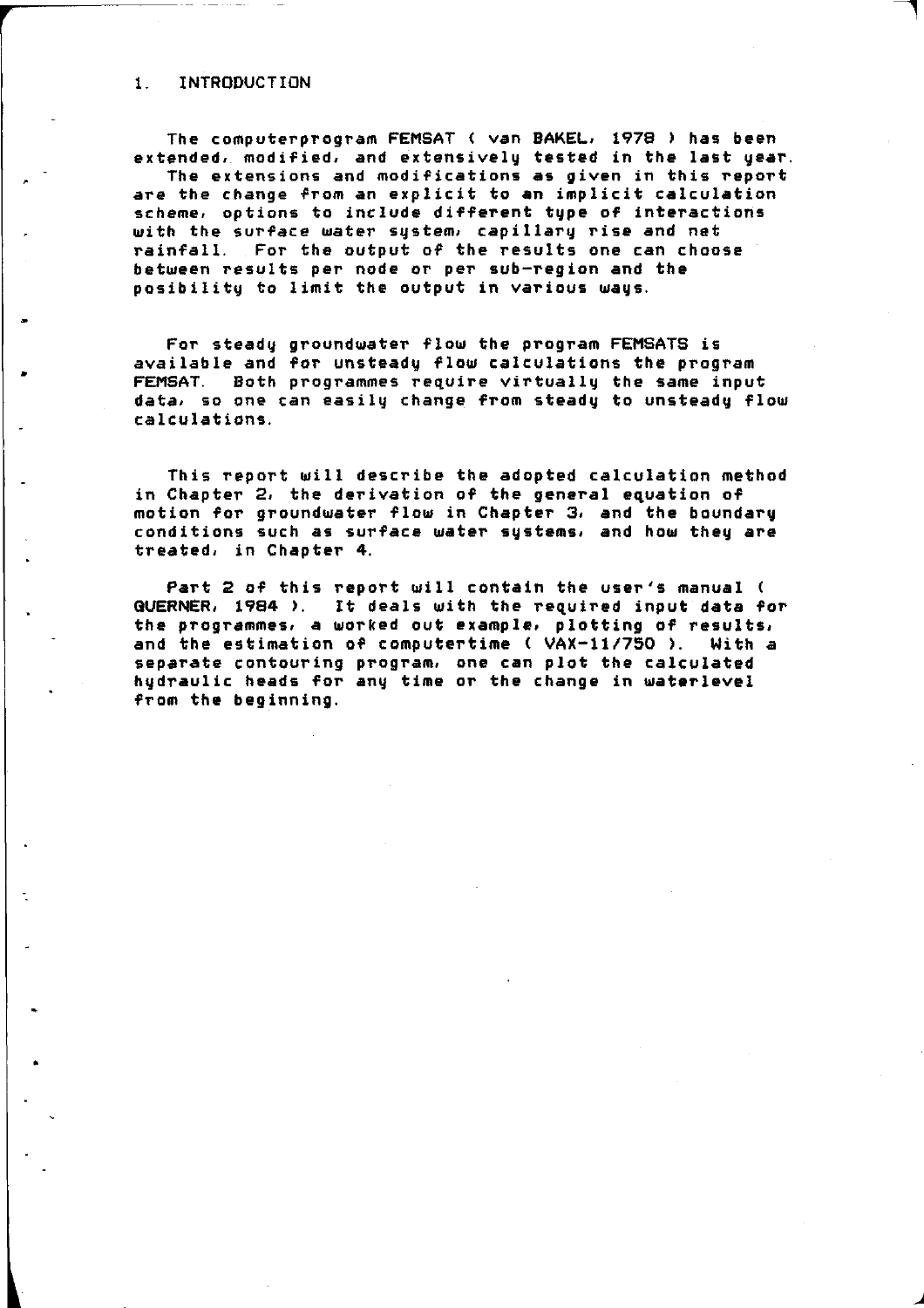## 1. INTRODUCTION

The computerprogram FEMSAT ( van BAKEL, 1978 ) has been extended, modified, and extensively tested in the last year. The extensions and modifications as given in this report are the change from an explicit to an implicit calculation scheme, options to include different type of interactions with the surface water system, capillary rise and net rainfall. For the output of the results one can choose between results per node or per sub-region and the posibility to limit the output in various ways.

For steady groundwater flow the program FEMSATS is available and for unsteady flow calculations the program FEMSAT. Both programmes require virtually the same input data, so one can easily change from steady to unsteady flow calculations.

This report will describe the adopted calculation method in Chapter 2, the derivation of the general equation of motion for groundwater flow in Chapter 3, and the boundary conditions such as surface water systems, and how they are treated, in Chapter 4.

Part 2 of this report will contain the user's manual ( QUERNER, 1984 ). It deals with the required input data for the programmes, a worked out example, plotting of results, and the estimation of computertime ( VAX-11/750 ). With a separate contouring program, one can plot the calculated hydraulic heads for any time or the change in waterlevel from the beginning.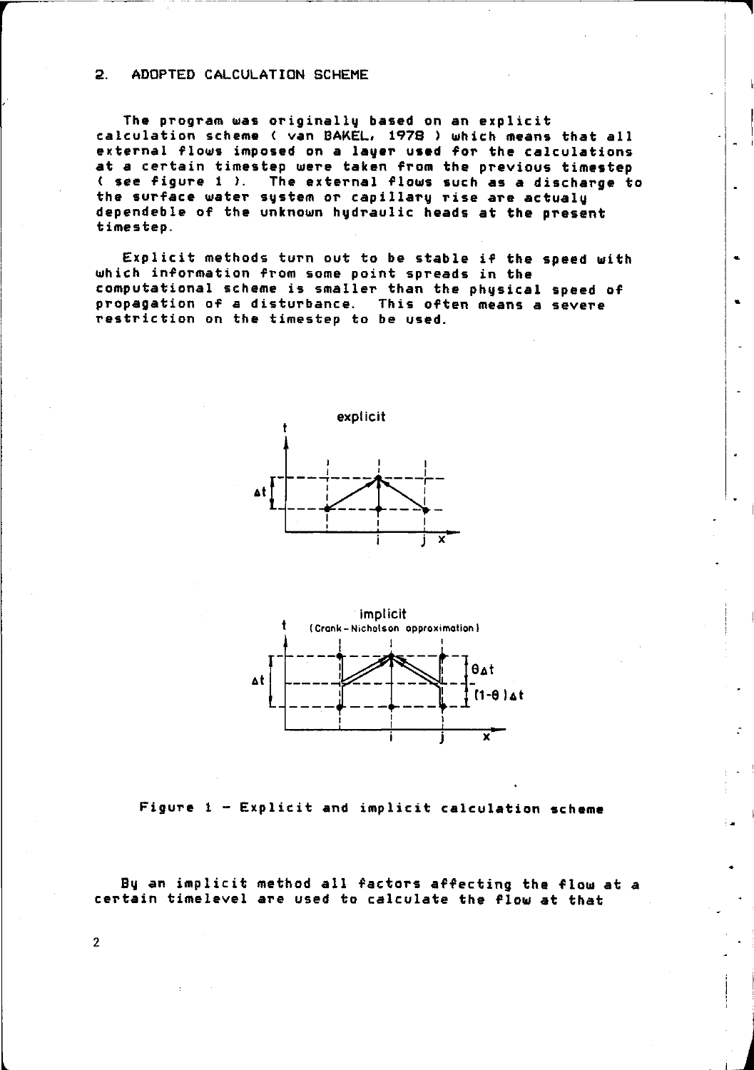## 2. ADOPTED CALCULATION SCHEME

The program was originally based on an explicit calculation scheme ( van BAKEL, 1978 ) which means that all external flows imposed on a layer used for the calculations at a certain timestep were taken from the previous timestep ( see figure 1 ). The external flows such as a discharge to the surface water system or capillary rise are actualy dependeble of the unknown hydraulic heads at the present timestep.

Explicit methods turn out to be stable if the speed with which information from some point spreads in the computational scheme is smaller than the physical speed of propagation of a disturbance. This often means a severe restriction on the timestep to be used.

Figure 1 - Explicit and implicit calculation scheme

By an implicit method all factors affecting the flow at a certain timelevel are used to calculate the flow at that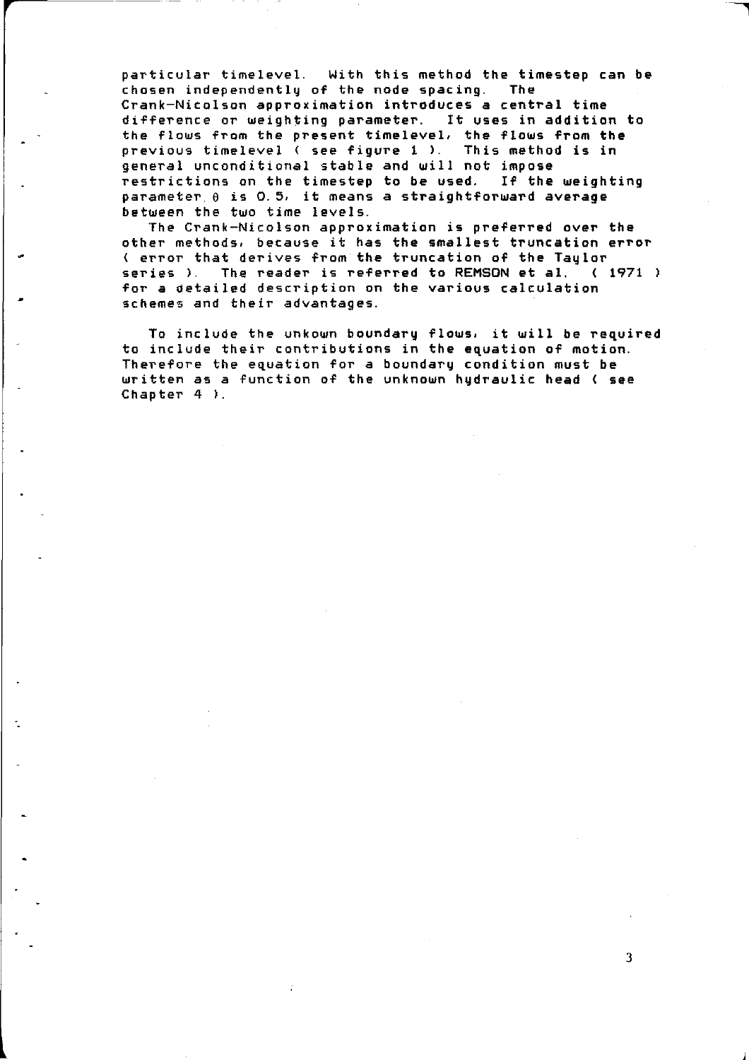particular timelevel. With this method the timestep can be chosen independently of the node spacing. The Crank-Nicolson approximation introduces a central time difference or weighting parameter. It uses in addition to the flows from the present timelevel, the flows from the previous timelevel ( see figure 1 ). This method is in general unconditional stable and will not impose restrictions on the timestep to be used. If the weighting parameter $\theta$ is 0.5, it means a straightforward average between the two time levels.

The Crank-Nicolson approximation is preferred over the other methods, because it has the smallest truncation error ( error that derives from the truncation of the Taylor series ). The reader is referred to REMSON et al. ( 1971 ) for a detailed description on the various calculation schemes and their advantages.

To include the unkown boundary flows, it will be required to include their contributions in the equation of motion. Therefore the equation for a boundary condition must be written as a function of the unknown hydraulic head ( see Chapter 4 ).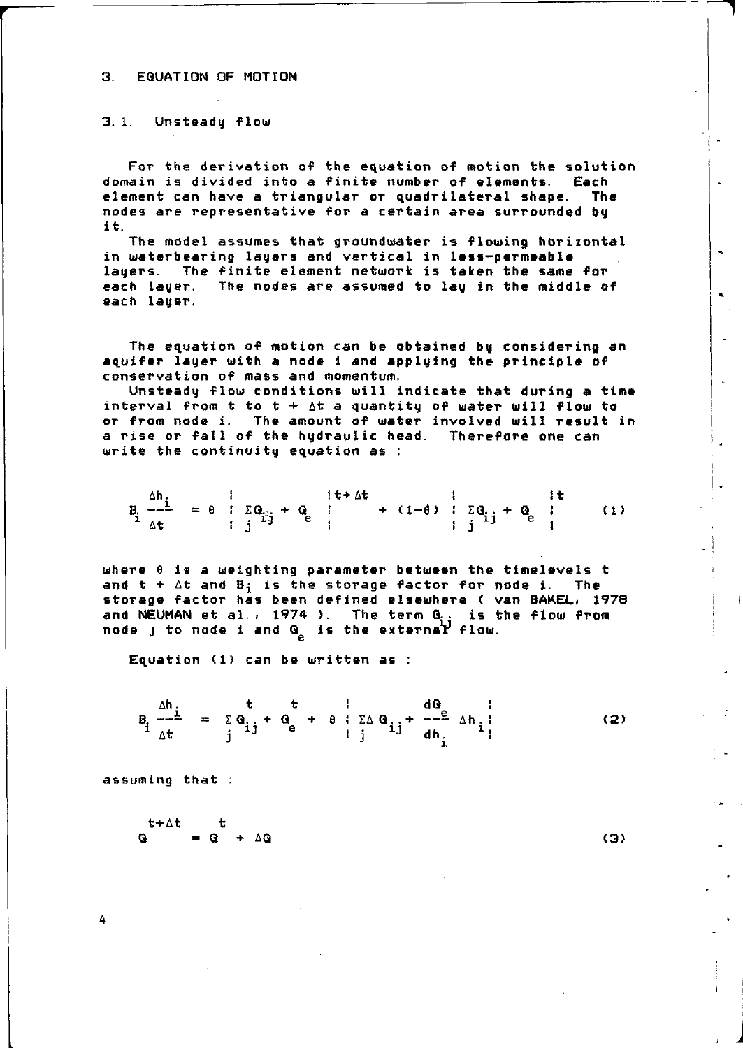## 3. EQUATION OF MOTION

### 3.1. Unsteady flow

For the derivation of the equation of motion the solution domain is divided into a finite number of elements. Each element can have a triangular or quadrilateral shape. The nodes are representative for a certain area surrounded by it.

The model assumes that groundwater is flowing horizontal in waterbearing layers and vertical in less-permeable layers. The finite element network is taken the same for each layer. The nodes are assumed to lay in the middle of each layer.

The equation of motion can be obtained by considering an aquifer layer with a node i and applying the principle of conservation of mass and momentum.

Unsteady flow conditions will indicate that during a time interval from t to t + $\Delta t$ a quantity of water will flow to or from node i. The amount of water involved will result in a rise or fall of the hydraulic head. Therefore one can write the continuity equation as :

$$B_i \frac{\Delta h_i}{\Delta t} = \theta \left| \sum_j Q_{ij} + Q_e \right|^{t+\Delta t} + (1-\theta) \left| \sum_j Q_{ij} + Q_e \right|^{t} \tag{1}$$

where $\theta$ is a weighting parameter between the timelevels t and t + $\Delta t$ and $B_i$ is the storage factor for node i. The storage factor has been defined elsewhere ( van BAKEL, 1978 and NEUMAN et al., 1974 ). The term $Q_{ij}$ is the flow from node j to node i and $Q_e$ is the external flow.

Equation (1) can be written as :

$$B_i \frac{\Delta h_i}{\Delta t} = \sum_j Q_{ij}^{t} + Q_e^{t} + \theta \left| \sum_j \Delta Q_{ij} + \frac{dQ_e}{dh_i} \Delta h_i \right| \tag{2}$$

assuming that :

$$Q^{t+\Delta t} = Q^{t} + \Delta Q \tag{3}$$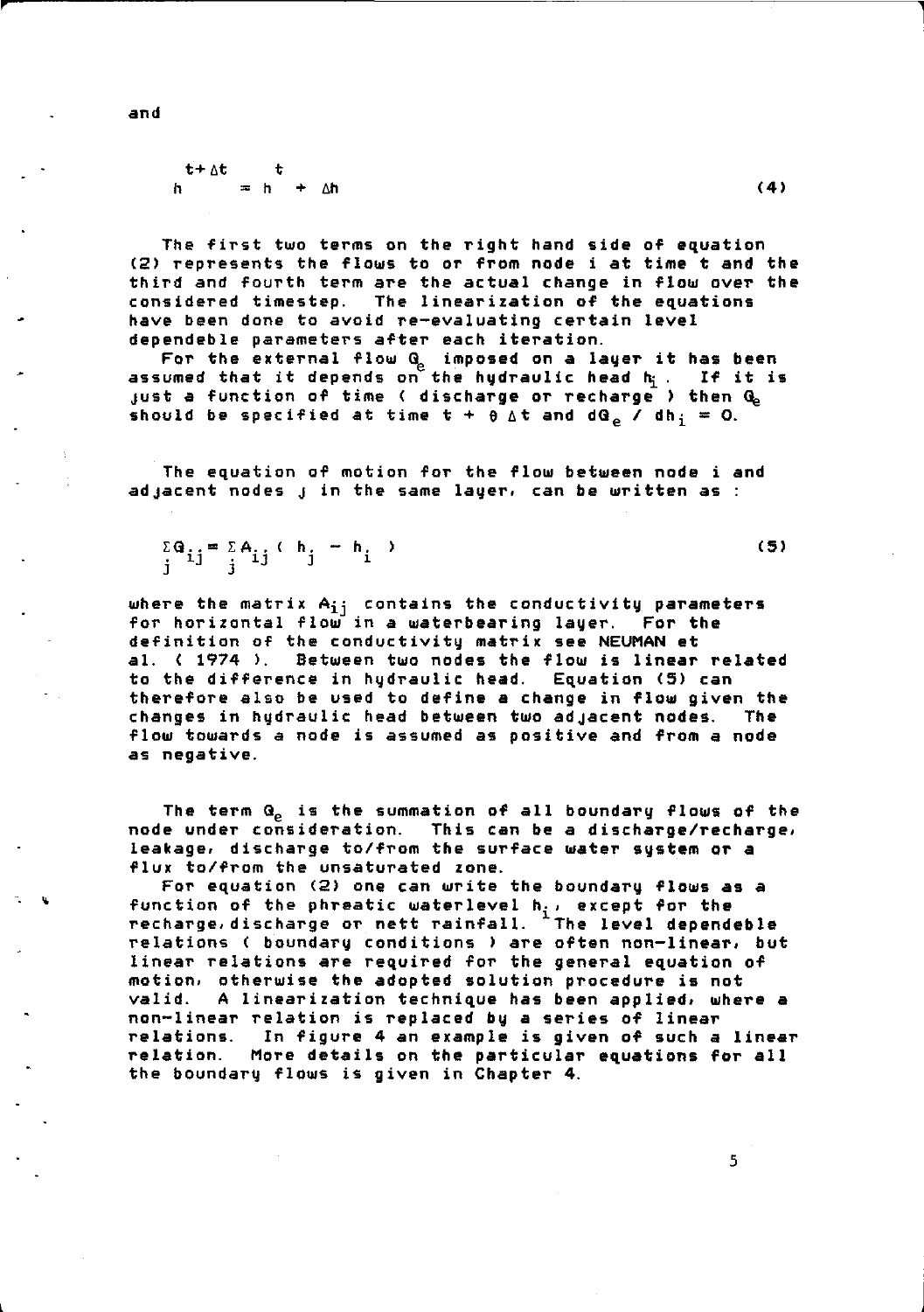and

$$h^{t+\Delta t} = h^{t} + \Delta h \tag{4}$$

The first two terms on the right hand side of equation (2) represents the flows to or from node i at time t and the third and fourth term are the actual change in flow over the considered timestep. The linearization of the equations have been done to avoid re-evaluating certain level dependeble parameters after each iteration.

For the external flow $Q_e$ imposed on a layer it has been assumed that it depends on the hydraulic head $h_i$. If it is just a function of time ( discharge or recharge ) then $Q_e$ should be specified at time $t + \theta \Delta t$ and $dQ_e / dh_i = 0$.

The equation of motion for the flow between node i and adjacent nodes j in the same layer, can be written as :

$$\sum_j Q_{ij} = \sum_j A_{ij} ( h_j - h_i ) \tag{5}$$

where the matrix $A_{ij}$ contains the conductivity parameters for horizontal flow in a waterbearing layer. For the definition of the conductivity matrix see NEUMAN et al. ( 1974 ). Between two nodes the flow is linear related to the difference in hydraulic head. Equation (5) can therefore also be used to define a change in flow given the changes in hydraulic head between two adjacent nodes. The flow towards a node is assumed as positive and from a node as negative.

The term $Q_e$ is the summation of all boundary flows of the node under consideration. This can be a discharge/recharge, leakage, discharge to/from the surface water system or a flux to/from the unsaturated zone.

For equation (2) one can write the boundary flows as a function of the phreatic waterlevel $h_i$, except for the recharge,discharge or nett rainfall. The level dependeble relations ( boundary conditions ) are often non-linear, but linear relations are required for the general equation of motion, otherwise the adopted solution procedure is not valid. A linearization technique has been applied, where a non-linear relation is replaced by a series of linear relations. In figure 4 an example is given of such a linear relation. More details on the particular equations for all the boundary flows is given in Chapter 4.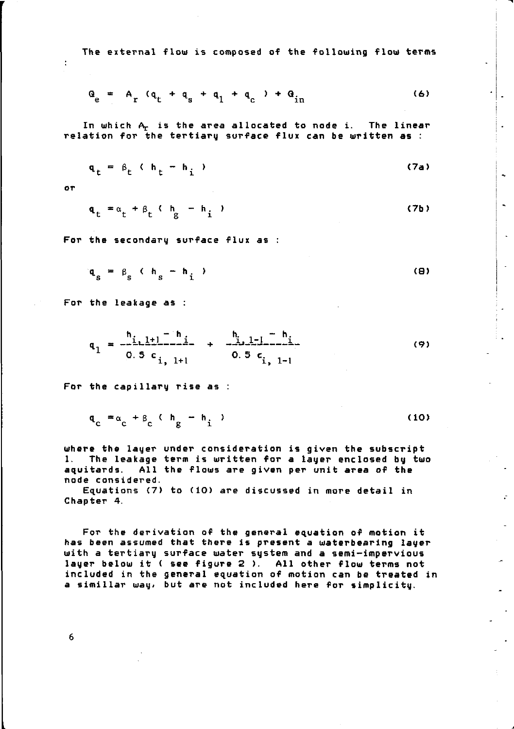The external flow is composed of the following flow terms :

$$Q_e = A_r \; (q_t + q_s + q_l + q_c \;) + Q_{in} \tag{6}$$

In which $A_r$ is the area allocated to node i. The linear relation for the tertiary surface flux can be written as :

$$q_t = \beta_t \; ( h_t - h_i \; ) \tag{7a}$$

or

$$q_t = \alpha_t + \beta_t \; ( h_g - h_i \; ) \tag{7b}$$

For the secondary surface flux as :

$$q_s = \beta_s \; ( h_s - h_i \; ) \tag{8}$$

For the leakage as :

$$q_l = \frac{h_{i,\,l+1} - h_i}{0.5 \; c_{i,\; l+1}} + \frac{h_{i,\,l-1} - h_i}{0.5 \; c_{i,\; l-1}} \tag{9}$$

For the capillary rise as :

$$q_c = \alpha_c + \beta_c \; ( h_g - h_i \; ) \tag{10}$$

where the layer under consideration is given the subscript l. The leakage term is written for a layer enclosed by two aquitards. All the flows are given per unit area of the node considered.

Equations (7) to (10) are discussed in more detail in Chapter 4.

For the derivation of the general equation of motion it has been assumed that there is present a waterbearing layer with a tertiary surface water system and a semi-impervious layer below it ( see figure 2 ). All other flow terms not included in the general equation of motion can be treated in a simillar way, but are not included here for simplicity.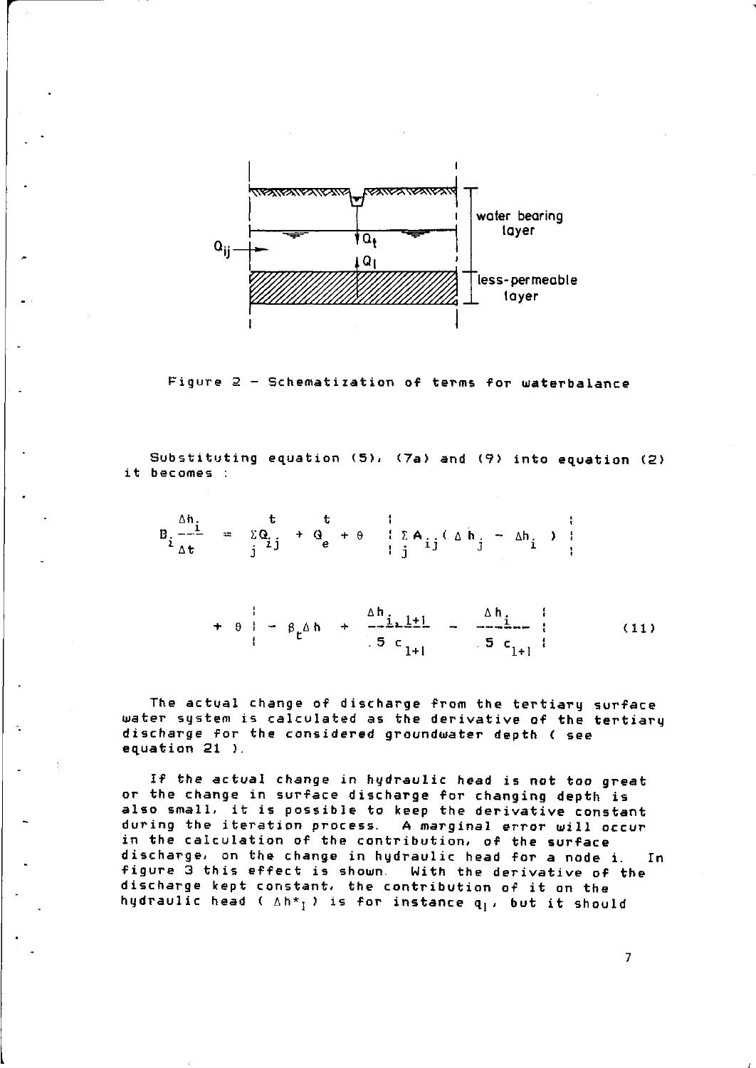Figure 2 - Schematization of terms for waterbalance

Substituting equation (5), (7a) and (9) into equation (2) it becomes :

$$B_i \frac{\Delta h_i}{\Delta t} = \sum_j Q^t_{ij} + Q^t_e + \theta \left| \sum_j A_{ij} ( \Delta h_j - \Delta h_i ) \right|$$

$$+ \theta \left| - \beta_t \Delta h + \frac{\Delta h_{i,l+1}}{.5 \, c_{l+1}} - \frac{\Delta h_i}{.5 \, c_{l+1}} \right| \qquad (11)$$

The actual change of discharge from the tertiary surface water system is calculated as the derivative of the tertiary discharge for the considered groundwater depth ( see equation 21 ).

If the actual change in hydraulic head is not too great or the change in surface discharge for changing depth is also small, it is possible to keep the derivative constant during the iteration process. A marginal error will occur in the calculation of the contribution, of the surface discharge, on the change in hydraulic head for a node i. In figure 3 this effect is shown. With the derivative of the discharge kept constant, the contribution of it on the hydraulic head ( $\Delta h^*_l$ ) is for instance $q_l$, but it should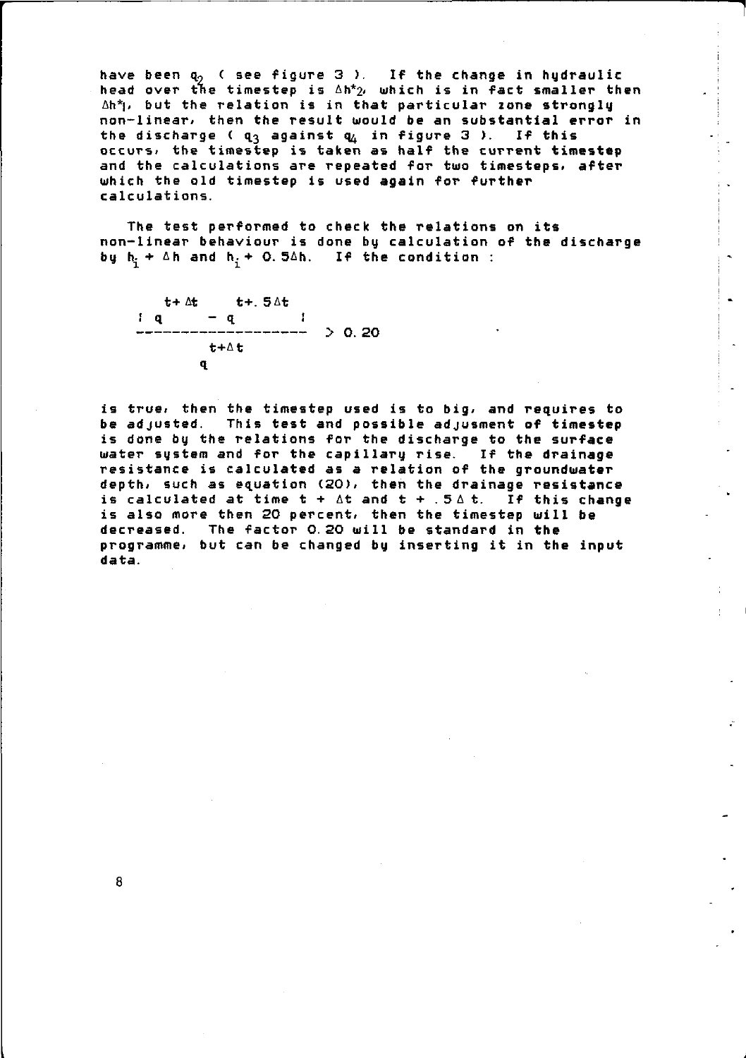have been $q_2$ ( see figure 3 ). If the change in hydraulic head over the timestep is $\Delta h^*_2$, which is in fact smaller then $\Delta h^*_1$, but the relation is in that particular zone strongly non-linear, then the result would be an substantial error in the discharge ( $q_3$ against $q_4$ in figure 3 ). If this occurs, the timestep is taken as half the current timestep and the calculations are repeated for two timesteps, after which the old timestep is used again for further calculations.

The test performed to check the relations on its non-linear behaviour is done by calculation of the discharge by $h_i + \Delta h$ and $h_i + 0.5\Delta h$. If the condition :

$$\frac{\left| q^{t+\Delta t} - q^{t+.5\Delta t} \right|}{q^{t+\Delta t}} > 0.20$$

is true, then the timestep used is to big, and requires to be adjusted. This test and possible adjusment of timestep is done by the relations for the discharge to the surface water system and for the capillary rise. If the drainage resistance is calculated as a relation of the groundwater depth, such as equation (20), then the drainage resistance is calculated at time $t + \Delta t$ and $t + .5\Delta t$. If this change is also more then 20 percent, then the timestep will be decreased. The factor 0.20 will be standard in the programme, but can be changed by inserting it in the input data.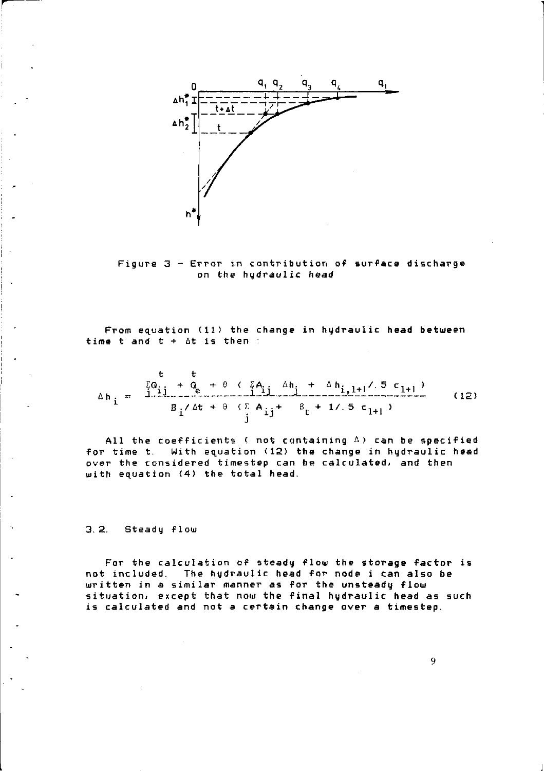Figure 3 – Error in contribution of surface discharge on the hydraulic head

From equation (11) the change in hydraulic head between time t and t + Δt is then :

$$\Delta h_i = \frac{\sum_j Q_{ij}^{t} + Q_e^{t} + \theta \left( \sum_j A_{ij} \; \Delta h_j \; + \; \Delta h_{i,l+l} / .5 \; c_{l+l} \right)}{B_i / \Delta t + \theta \left( \sum_j A_{ij} + \; \beta_t + 1/.5 \; c_{l+l} \right)} \qquad (12)$$

All the coefficients ( not containing Δ ) can be specified for time t. With equation (12) the change in hydraulic head over the considered timestep can be calculated, and then with equation (4) the total head.

### 3.2. Steady flow

For the calculation of steady flow the storage factor is not included. The hydraulic head for node i can also be written in a similar manner as for the unsteady flow situation, except that now the final hydraulic head as such is calculated and not a certain change over a timestep.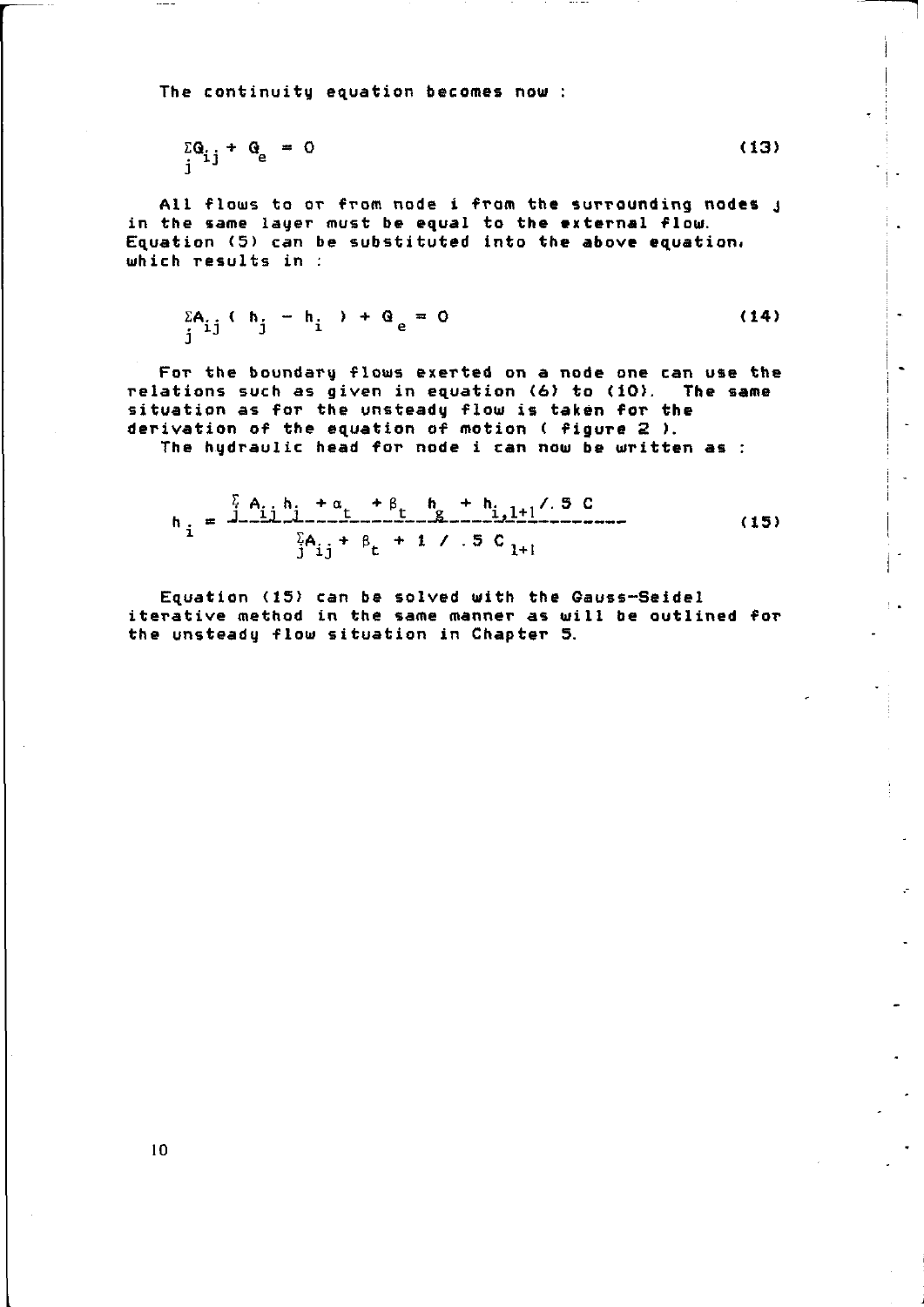The continuity equation becomes now :

$$\sum_j Q_{ij} + Q_e = 0 \tag{13}$$

All flows to or from node i from the surrounding nodes j in the same layer must be equal to the external flow. Equation (5) can be substituted into the above equation, which results in :

$$\sum_j A_{ij} ( h_j - h_i ) + Q_e = 0 \tag{14}$$

For the boundary flows exerted on a node one can use the relations such as given in equation (6) to (10). The same situation as for the unsteady flow is taken for the derivation of the equation of motion ( figure 2 ).
The hydraulic head for node i can now be written as :

$$h_i = \frac{\sum_j A_{ij} h_j + \alpha_t + \beta_t \; h_g + h_{i,l+1} / .5\ C}{\sum_j A_{ij} + \beta_t + 1 / .5\ C_{l+l}} \tag{15}$$

Equation (15) can be solved with the Gauss-Seidel iterative method in the same manner as will be outlined for the unsteady flow situation in Chapter 5.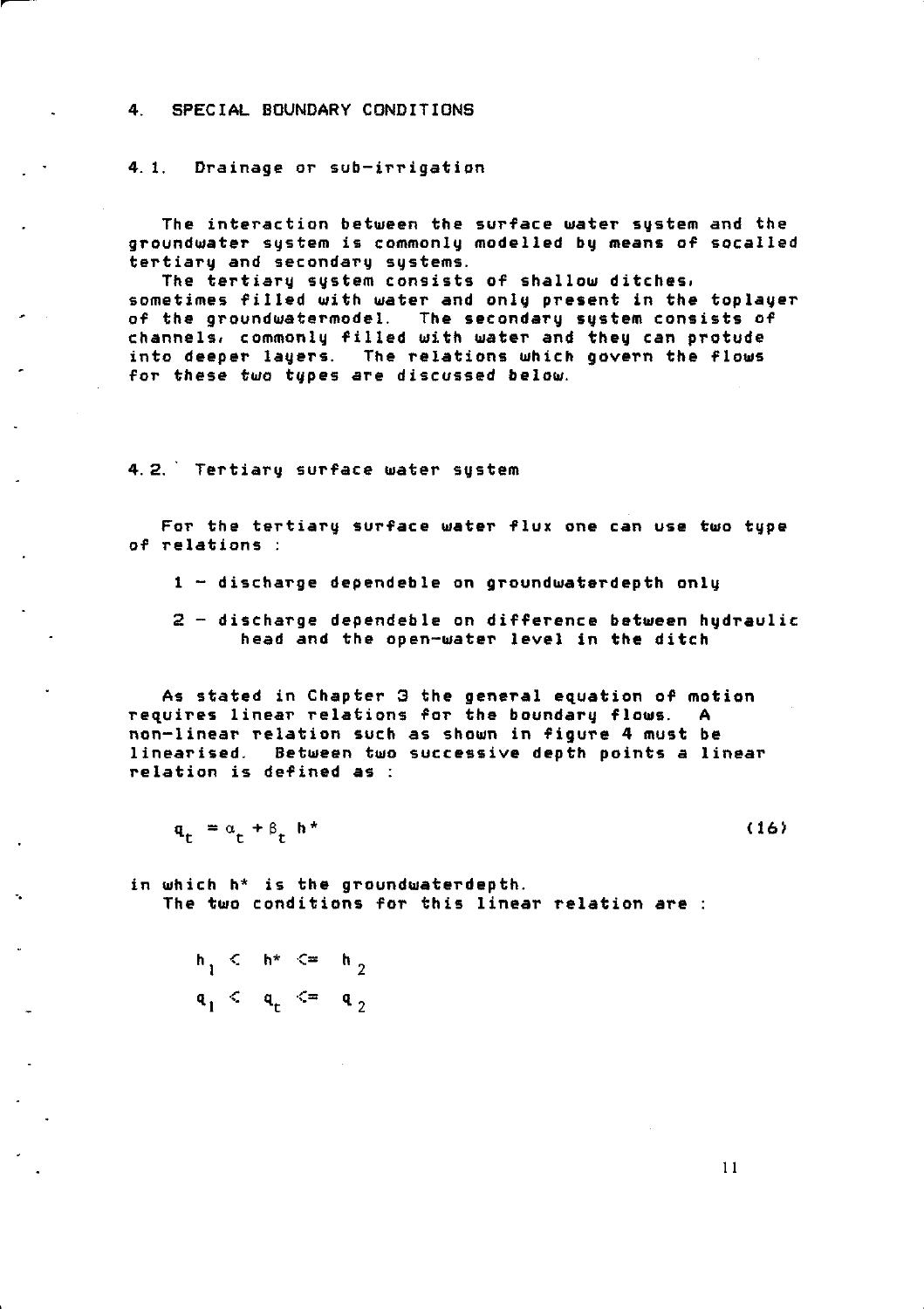# 4. SPECIAL BOUNDARY CONDITIONS

## 4.1. Drainage or sub-irrigation

The interaction between the surface water system and the groundwater system is commonly modelled by means of socalled tertiary and secondary systems.

The tertiary system consists of shallow ditches, sometimes filled with water and only present in the toplayer of the groundwatermodel. The secondary system consists of channels, commonly filled with water and they can protude into deeper layers. The relations which govern the flows for these two types are discussed below.

## 4.2. Tertiary surface water system

For the tertiary surface water flux one can use two type of relations :

1 - discharge dependeble on groundwaterdepth only

2 - discharge dependeble on difference between hydraulic head and the open-water level in the ditch

As stated in Chapter 3 the general equation of motion requires linear relations for the boundary flows. A non-linear relation such as shown in figure 4 must be linearised. Between two successive depth points a linear relation is defined as :

$$q_t = \alpha_t + \beta_t \, h^* \qquad (16)$$

in which $h^*$ is the groundwaterdepth.

The two conditions for this linear relation are :

$$h_1 < h^* <= h_2$$

$$q_1 < q_t <= q_2$$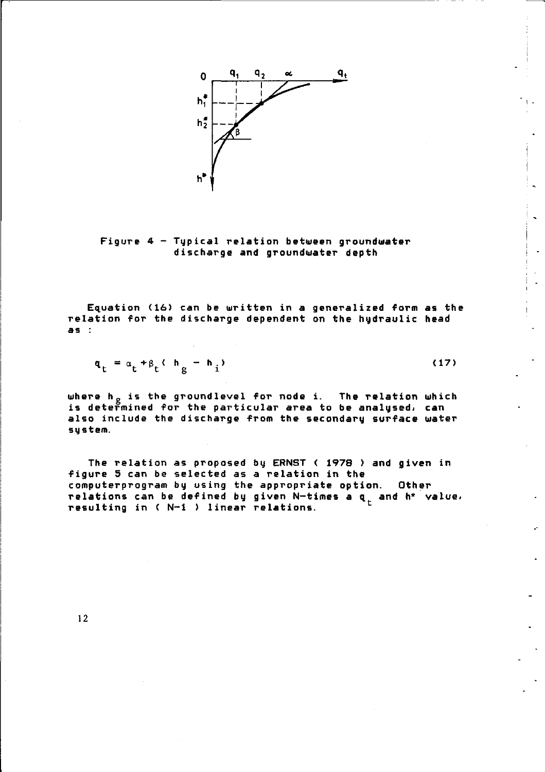Figure 4 - Typical relation between groundwater discharge and groundwater depth

Equation (16) can be written in a generalized form as the relation for the discharge dependent on the hydraulic head as :

$$q_t = \alpha_t + \beta_t ( h_g - h_i ) \tag{17}$$

where $h_g$ is the groundlevel for node i. The relation which is determined for the particular area to be analysed, can also include the discharge from the secondary surface water system.

The relation as proposed by ERNST ( 1978 ) and given in figure 5 can be selected as a relation in the computerprogram by using the appropriate option. Other relations can be defined by given N-times a $q_t$ and $h^*$ value, resulting in ( N-1 ) linear relations.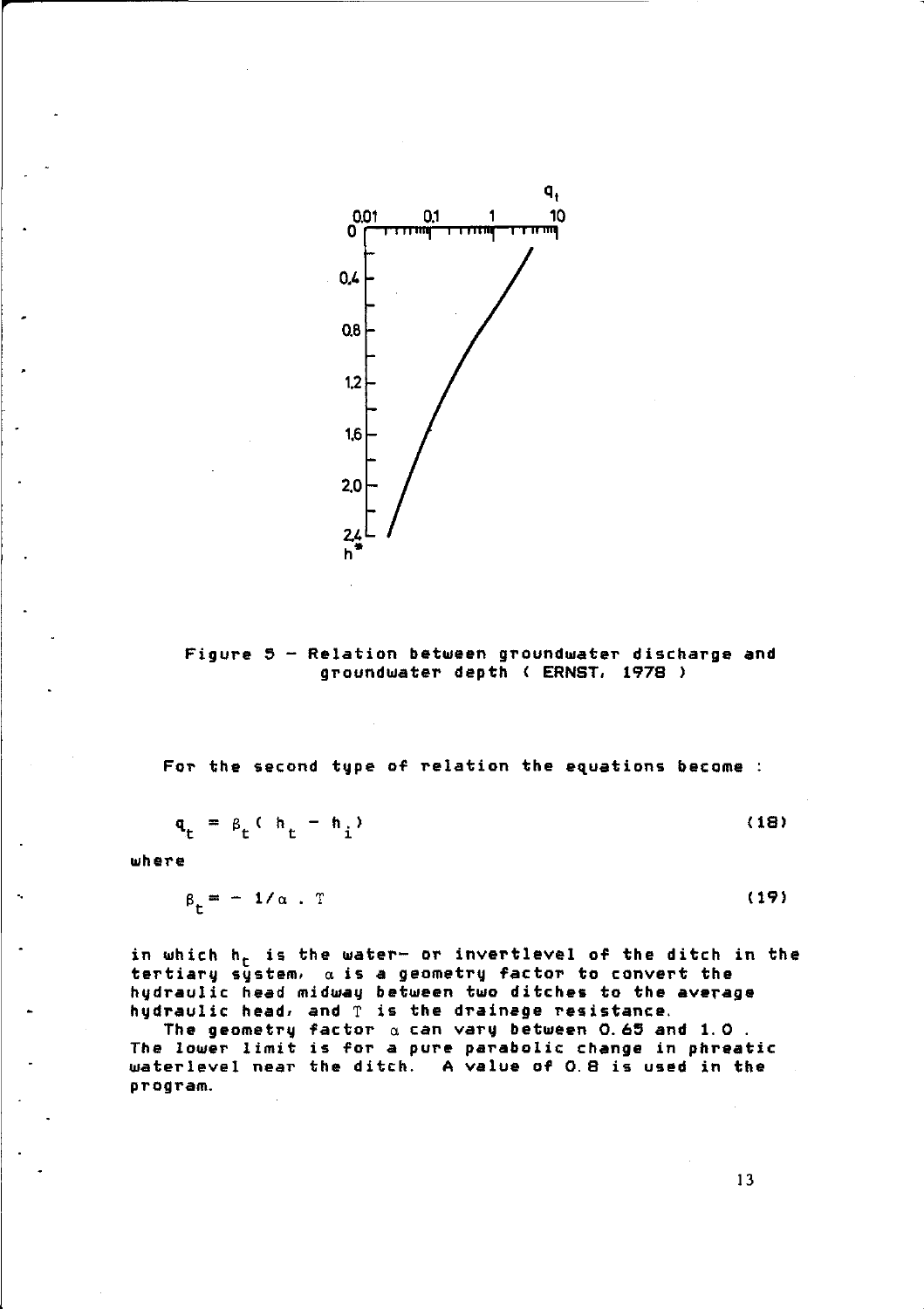Figure 5 - Relation between groundwater discharge and groundwater depth ( ERNST, 1978 )

For the second type of relation the equations become :

$$q_t = \beta_t ( h_t - h_i ) \tag{18}$$

where

$$\beta_t = - 1/\alpha \cdot T \tag{19}$$

in which $h_t$ is the water- or invertlevel of the ditch in the tertiary system, $\alpha$ is a geometry factor to convert the hydraulic head midway between two ditches to the average hydraulic head, and $T$ is the drainage resistance.

The geometry factor $\alpha$ can vary between 0.65 and 1.0 . The lower limit is for a pure parabolic change in phreatic waterlevel near the ditch. A value of 0.8 is used in the program.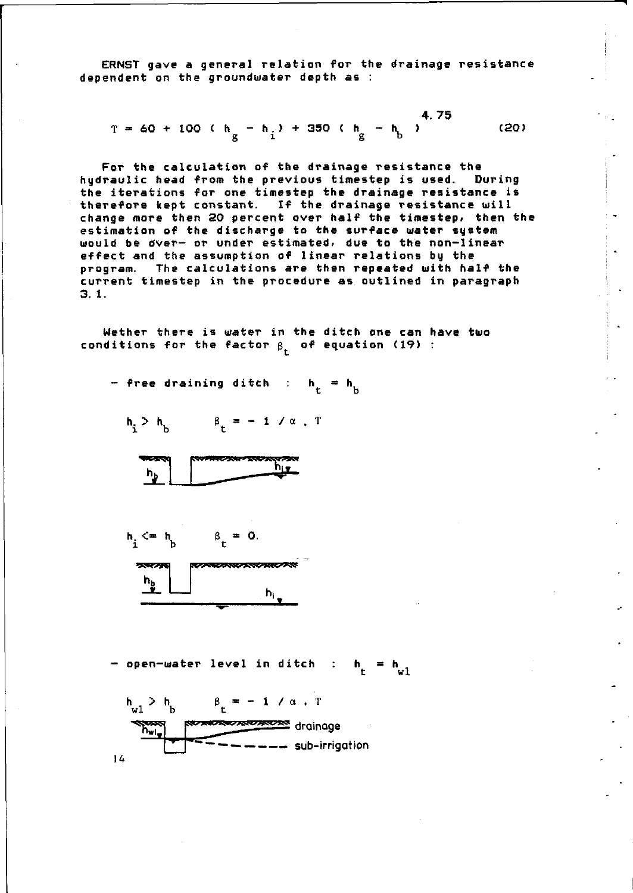ERNST gave a general relation for the drainage resistance dependent on the groundwater depth as :

$$T = 60 + 100 ( h_g - h_i ) + 350 ( h_g - h_b )^{4.75} \qquad (20)$$

For the calculation of the drainage resistance the hydraulic head from the previous timestep is used. During the iterations for one timestep the drainage resistance is therefore kept constant. If the drainage resistance will change more then 20 percent over half the timestep, then the estimation of the discharge to the surface water system would be over- or under estimated, due to the non-linear effect and the assumption of linear relations by the program. The calculations are then repeated with half the current timestep in the procedure as outlined in paragraph 3.1.

Wether there is water in the ditch one can have two conditions for the factor $\beta_t$ of equation (19) :

- free draining ditch : $h_t = h_b$

$h_i > h_b \qquad \beta_t = - 1 / \alpha . T$

$h_i <= h_b \qquad \beta_t = 0.$

- open-water level in ditch : $h_t = h_{wl}$

$h_{wl} > h_b \qquad \beta_t = - 1 / \alpha . T$

drainage

sub-irrigation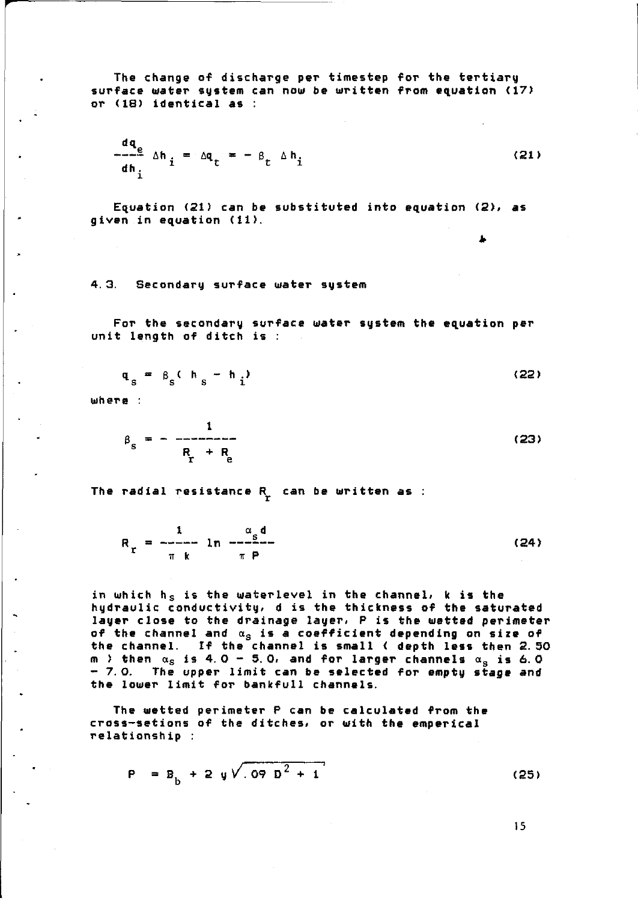The change of discharge per timestep for the tertiary surface water system can now be written from equation (17) or (18) identical as :

$$\frac{dq_e}{dh_i} \Delta h_i = \Delta q_t = - \beta_t \Delta h_i \tag{21}$$

Equation (21) can be substituted into equation (2), as given in equation (11).

### 4.3. Secondary surface water system

For the secondary surface water system the equation per unit length of ditch is :

$$q_s = \beta_s ( h_s - h_i ) \tag{22}$$

where :

$$\beta_s = - \frac{1}{R_r + R_e} \tag{23}$$

The radial resistance $R_r$ can be written as :

$$R_r = \frac{1}{\pi k} \ln \frac{\alpha_s d}{\pi P} \tag{24}$$

in which $h_s$ is the waterlevel in the channel, k is the hydraulic conductivity, d is the thickness of the saturated layer close to the drainage layer, P is the wetted perimeter of the channel and $\alpha_s$ is a coefficient depending on size of the channel. If the channel is small ( depth less then 2.50 m ) then $\alpha_s$ is 4.0 - 5.0, and for larger channels $\alpha_s$ is 6.0 - 7.0. The upper limit can be selected for empty stage and the lower limit for bankfull channels.

The wetted perimeter P can be calculated from the cross-setions of the ditches, or with the emperical relationship :

$$P = B_b + 2 y \sqrt{.09 D^2 + 1} \tag{25}$$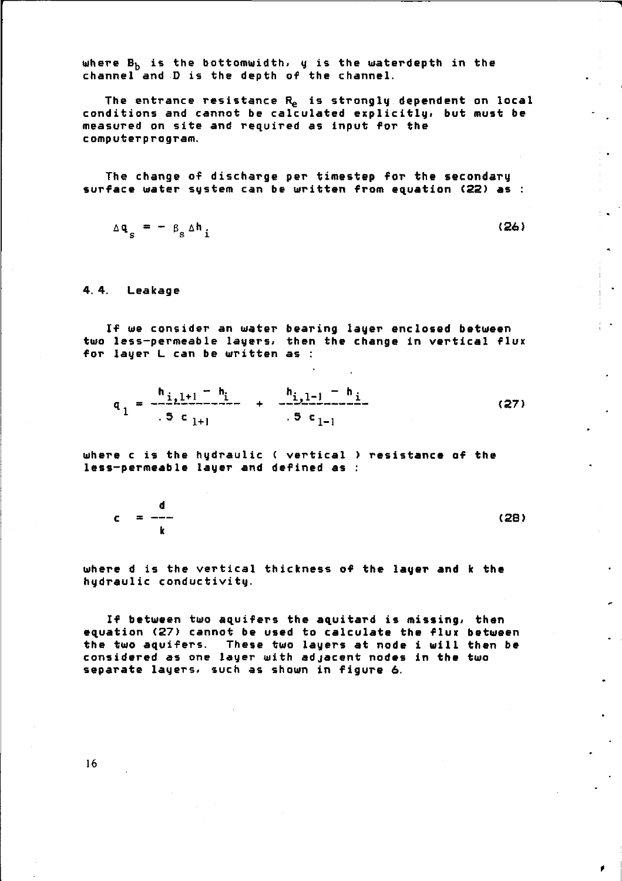where $B_b$ is the bottomwidth, $y$ is the waterdepth in the channel and D is the depth of the channel.

The entrance resistance $R_e$ is strongly dependent on local conditions and cannot be calculated explicitly, but must be measured on site and required as input for the computerprogram.

The change of discharge per timestep for the secondary surface water system can be written from equation (22) as :

$$\Delta q_s = - \beta_s \Delta h_i \tag{26}$$

## 4.4. Leakage

If we consider an water bearing layer enclosed between two less-permeable layers, then the change in vertical flux for layer L can be written as :

$$q_l = \frac{h_{i,l+1} - h_i}{.5\ c_{l+1}} + \frac{h_{i,l-1} - h_i}{.5\ c_{l-1}} \tag{27}$$

where c is the hydraulic ( vertical ) resistance of the less-permeable layer and defined as :

$$c = \frac{d}{k} \tag{28}$$

where d is the vertical thickness of the layer and k the hydraulic conductivity.

If between two aquifers the aquitard is missing, then equation (27) cannot be used to calculate the flux between the two aquifers. These two layers at node i will then be considered as one layer with adjacent nodes in the two separate layers, such as shown in figure 6.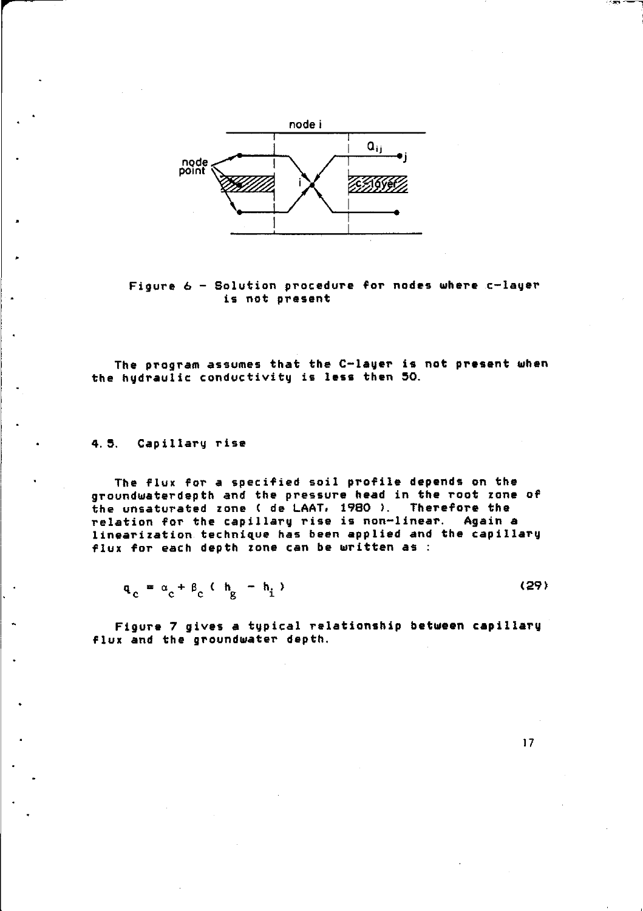Figure 6 - Solution procedure for nodes where c-layer is not present

The program assumes that the C-layer is not present when the hydraulic conductivity is less then 50.

## 4.5. Capillary rise

The flux for a specified soil profile depends on the groundwaterdepth and the pressure head in the root zone of the unsaturated zone ( de LAAT, 1980 ). Therefore the relation for the capillary rise is non-linear. Again a linearization technique has been applied and the capillary flux for each depth zone can be written as :

$$q_c = \alpha_c + \beta_c \, ( h_g - h_i ) \tag{29}$$

Figure 7 gives a typical relationship between capillary flux and the groundwater depth.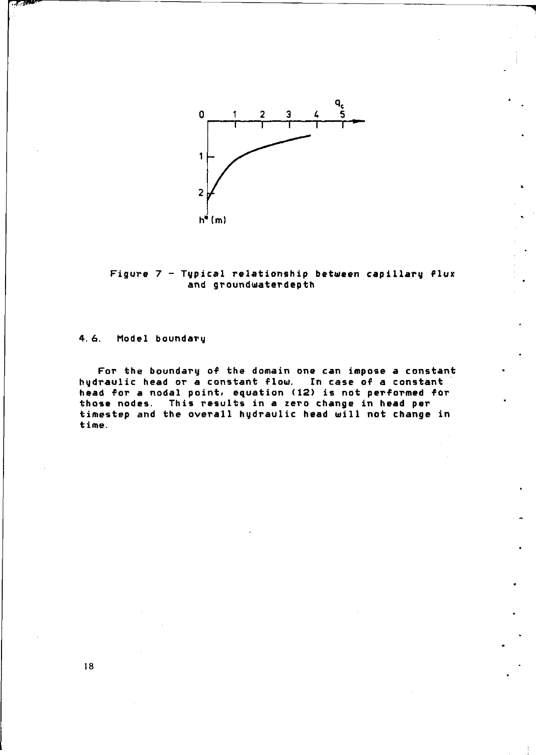Figure 7 – Typical relationship between capillary flux and groundwaterdepth

## 4.6. Model boundary

For the boundary of the domain one can impose a constant hydraulic head or a constant flow. In case of a constant head for a nodal point, equation (12) is not performed for those nodes. This results in a zero change in head per timestep and the overall hydraulic head will not change in time.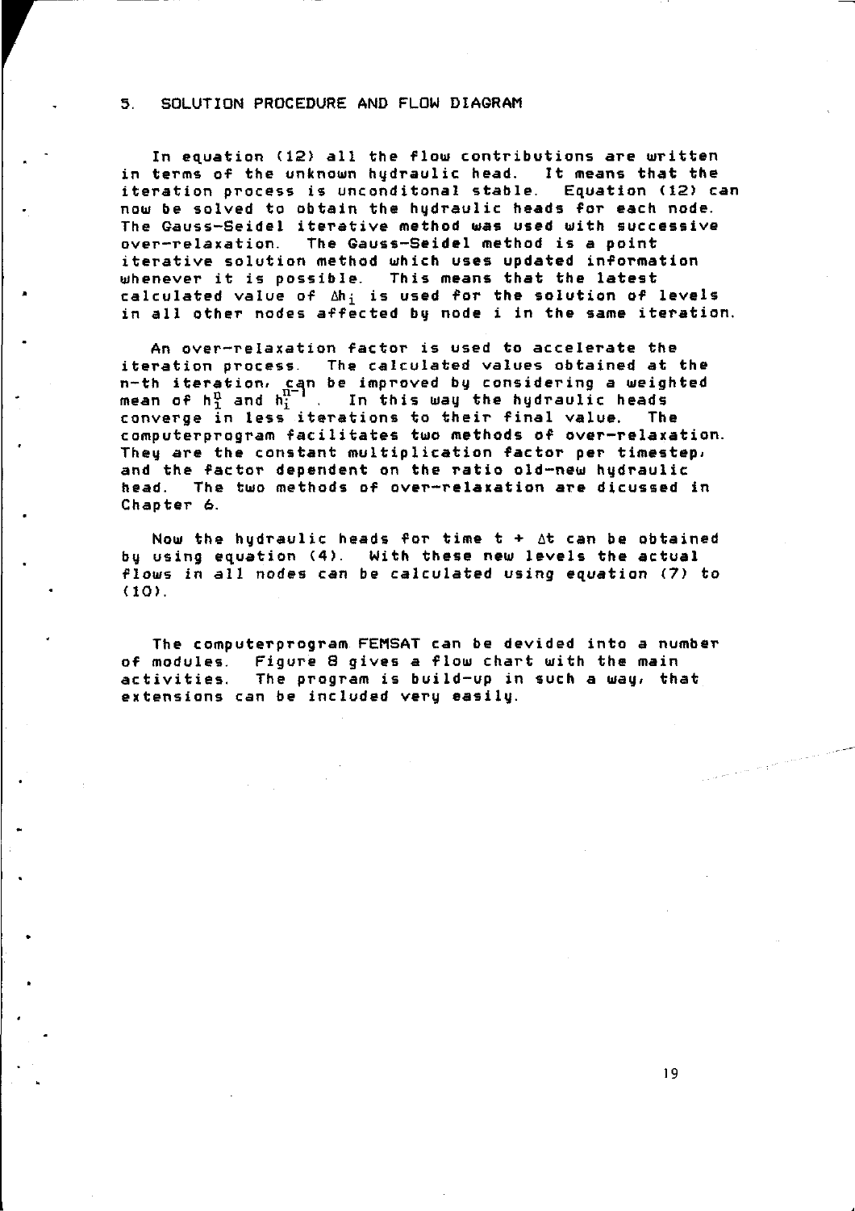## 5. SOLUTION PROCEDURE AND FLOW DIAGRAM

In equation (12) all the flow contributions are written in terms of the unknown hydraulic head. It means that the iteration process is unconditonal stable. Equation (12) can now be solved to obtain the hydraulic heads for each node. The Gauss-Seidel iterative method was used with successive over-relaxation. The Gauss-Seidel method is a point iterative solution method which uses updated information whenever it is possible. This means that the latest calculated value of $\Delta h_i$ is used for the solution of levels in all other nodes affected by node i in the same iteration.

An over-relaxation factor is used to accelerate the iteration process. The calculated values obtained at the n-th iteration, can be improved by considering a weighted mean of $h_i^n$ and $h_i^{n-1}$. In this way the hydraulic heads converge in less iterations to their final value. The computerprogram facilitates two methods of over-relaxation. They are the constant multiplication factor per timestep, and the factor dependent on the ratio old-new hydraulic head. The two methods of over-relaxation are dicussed in Chapter 6.

Now the hydraulic heads for time $t + \Delta t$ can be obtained by using equation (4). With these new levels the actual flows in all nodes can be calculated using equation (7) to (10).

The computerprogram FEMSAT can be devided into a number of modules. Figure 8 gives a flow chart with the main activities. The program is build-up in such a way, that extensions can be included very easily.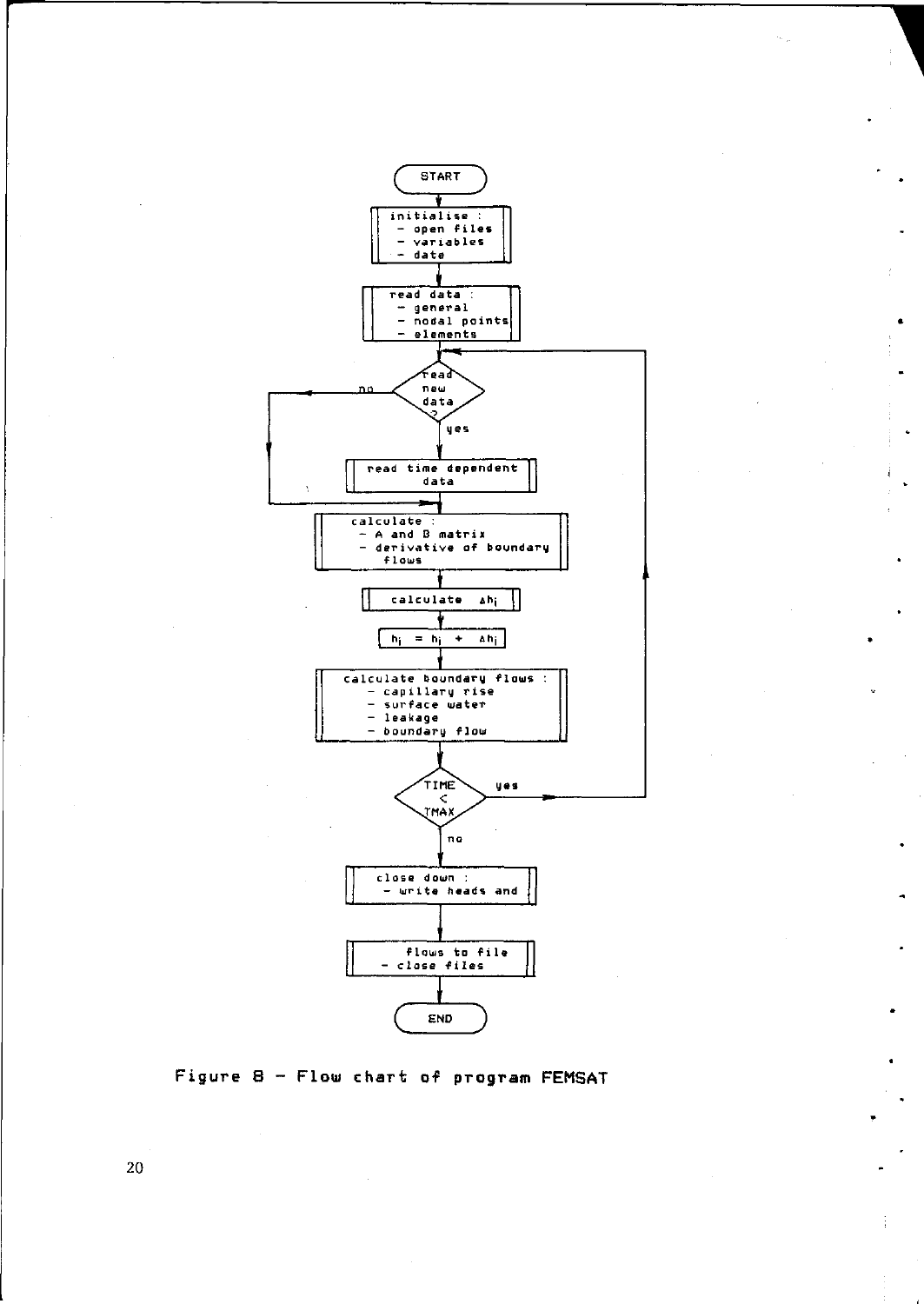```
START
  |
initialise :
 - open files
 - variables
 - data
  |
read data :
 - general
 - nodal points
 - elements
  |
read new data ? --no--+
  | yes               |
read time dependent   |
      data            |
  |<------------------+
calculate :
 - A and B matrix
 - derivative of boundary
   flows
  |
calculate Δh_i
  |
h_i = h_i + Δh_i
  |
calculate boundary flows :
 - capillary rise
 - surface water
 - leakage
 - boundary flow
  |
TIME < TMAX ? --yes--> (back to "read new data ?")
  | no
close down :
 - write heads and
  |
 flows to file
 - close files
  |
END
```

Figure 8 – Flow chart of program FEMSAT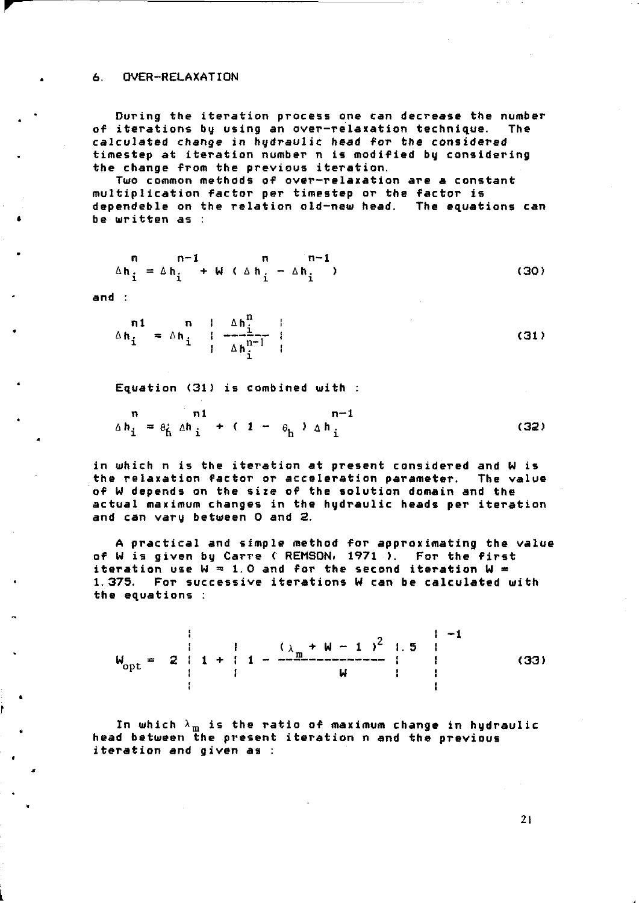## 6. OVER-RELAXATION

During the iteration process one can decrease the number of iterations by using an over-relaxation technique. The calculated change in hydraulic head for the considered timestep at iteration number n is modified by considering the change from the previous iteration.

Two common methods of over-relaxation are a constant multiplication factor per timestep or the factor is dependeble on the relation old-new head. The equations can be written as :

$$\Delta h_i^{n} = \Delta h_i^{n-1} + W\,(\Delta h_i^{n} - \Delta h_i^{n-1}) \tag{30}$$

and :

$$\Delta h_i^{n1} = \Delta h_i^{n} \left| \frac{\Delta h_i^{n}}{\Delta h_i^{n-1}} \right| \tag{31}$$

Equation (31) is combined with :

$$\Delta h_i^{n} = \theta_h\, \Delta h_i^{n1} + (1 - \theta_h)\, \Delta h_i^{n-1} \tag{32}$$

in which n is the iteration at present considered and W is the relaxation factor or acceleration parameter. The value of W depends on the size of the solution domain and the actual maximum changes in the hydraulic heads per iteration and can vary between 0 and 2.

A practical and simple method for approximating the value of W is given by Carre ( REMSON, 1971 ). For the first iteration use W = 1.0 and for the second iteration W = 1.375. For successive iterations W can be calculated with the equations :

$$W_{opt} = 2 \left| 1 + \left| 1 - \frac{(\lambda_m + W - 1)^2}{W} \right|^{.5} \right|^{-1} \tag{33}$$

In which $\lambda_m$ is the ratio of maximum change in hydraulic head between the present iteration n and the previous iteration and given as :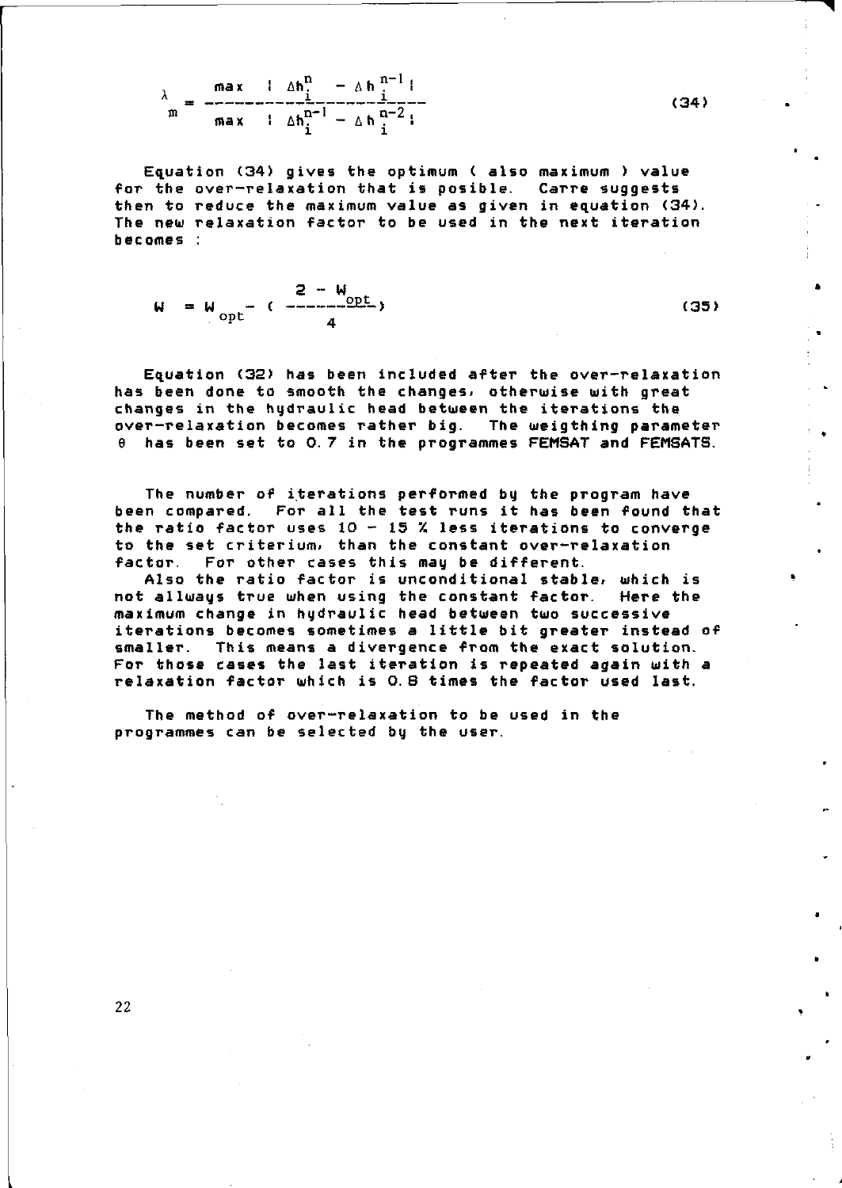$$\lambda_m = \frac{\max \; | \Delta h_i^n - \Delta h_i^{n-1} |}{\max \; | \Delta h_i^{n-1} - \Delta h_i^{n-2} |} \tag{34}$$

Equation (34) gives the optimum ( also maximum ) value for the over-relaxation that is posible. Carre suggests then to reduce the maximum value as given in equation (34). The new relaxation factor to be used in the next iteration becomes :

$$W = W_{opt} - \left( \frac{2 - W_{opt}}{4} \right) \tag{35}$$

Equation (32) has been included after the over-relaxation has been done to smooth the changes, otherwise with great changes in the hydraulic head between the iterations the over-relaxation becomes rather big. The weigthing parameter $\theta$ has been set to 0.7 in the programmes FEMSAT and FEMSATS.

The number of iterations performed by the program have been compared. For all the test runs it has been found that the ratio factor uses 10 - 15 % less iterations to converge to the set criterium, than the constant over-relaxation factor. For other cases this may be different.
Also the ratio factor is unconditional stable, which is not allways true when using the constant factor. Here the maximum change in hydraulic head between two successive iterations becomes sometimes a little bit greater instead of smaller. This means a divergence from the exact solution. For those cases the last iteration is repeated again with a relaxation factor which is 0.8 times the factor used last.

The method of over-relaxation to be used in the programmes can be selected by the user.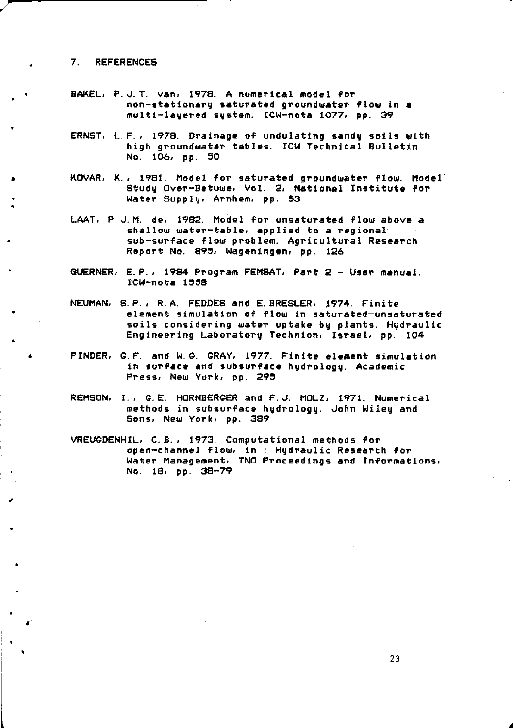## 7. REFERENCES

BAKEL, P.J.T. van, 1978. A numerical model for non-stationary saturated groundwater flow in a multi-layered system. ICW-nota 1077, pp. 39

ERNST, L.F., 1978. Drainage of undulating sandy soils with high groundwater tables. ICW Technical Bulletin No. 106, pp. 50

KOVAR, K., 1981. Model for saturated groundwater flow. Model Study Over-Betuwe, Vol. 2, National Institute for Water Supply, Arnhem, pp. 53

LAAT, P.J.M. de, 1982. Model for unsaturated flow above a shallow water-table, applied to a regional sub-surface flow problem. Agricultural Research Report No. 895, Wageningen, pp. 126

QUERNER, E.P., 1984 Program FEMSAT, Part 2 - User manual. ICW-nota 1558

NEUMAN, S.P., R.A. FEDDES and E.BRESLER, 1974. Finite element simulation of flow in saturated-unsaturated soils considering water uptake by plants. Hydraulic Engineering Laboratory Technion, Israel, pp. 104

PINDER, G.F. and W.G. GRAY, 1977. Finite element simulation in surface and subsurface hydrology. Academic Press, New York, pp. 295

REMSON, I., G.E. HORNBERGER and F.J. MOLZ, 1971. Numerical methods in subsurface hydrology. John Wiley and Sons, New York, pp. 389

VREUGDENHIL, C.B., 1973. Computational methods for open-channel flow, in : Hydraulic Research for Water Management, TNO Proceedings and Informations, No. 18, pp. 38-79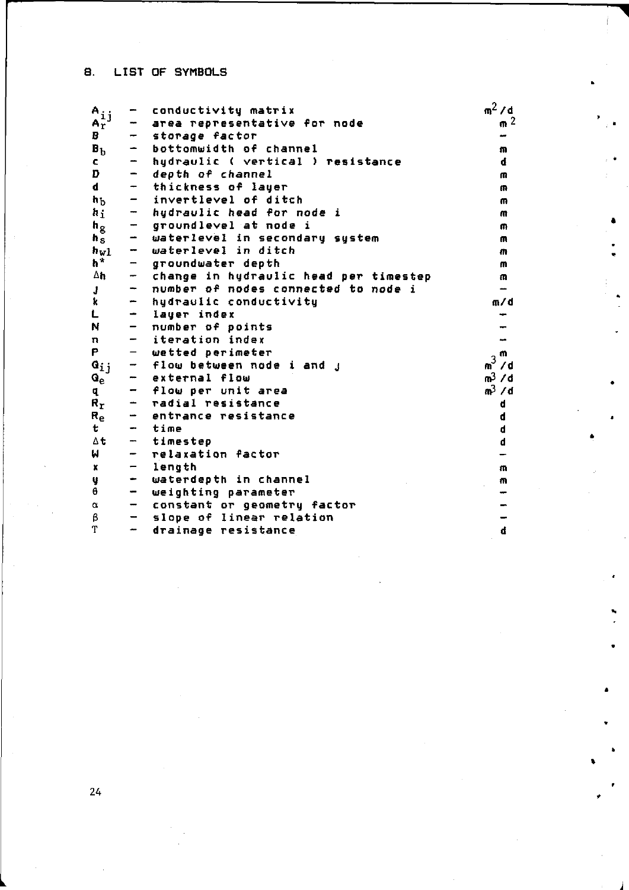## 8. LIST OF SYMBOLS

| | | | |
|---|---|---|---|
| $A_{ij}$ | – | conductivity matrix | $m^2/d$ |
| $A_r$ | – | area representative for node | $m^2$ |
| $B$ | – | storage factor | – |
| $B_b$ | – | bottomwidth of channel | m |
| $c$ | – | hydraulic ( vertical ) resistance | d |
| $D$ | – | depth of channel | m |
| $d$ | – | thickness of layer | m |
| $h_b$ | – | invertlevel of ditch | m |
| $h_i$ | – | hydraulic head for node i | m |
| $h_g$ | – | groundlevel at node i | m |
| $h_s$ | – | waterlevel in secondary system | m |
| $h_{wl}$ | – | waterlevel in ditch | m |
| $h^*$ | – | groundwater depth | m |
| $\Delta h$ | – | change in hydraulic head per timestep | m |
| $J$ | – | number of nodes connected to node i | – |
| $k$ | – | hydraulic conductivity | m/d |
| $L$ | – | layer index | – |
| $N$ | – | number of points | – |
| $n$ | – | iteration index | – |
| $P$ | – | wetted perimeter | m |
| $Q_{ij}$ | – | flow between node i and j | $m^3/d$ |
| $Q_e$ | – | external flow | $m^3/d$ |
| $q$ | – | flow per unit area | $m^3/d$ |
| $R_r$ | – | radial resistance | d |
| $R_e$ | – | entrance resistance | d |
| $t$ | – | time | d |
| $\Delta t$ | – | timestep | d |
| $W$ | – | relaxation factor | – |
| $x$ | – | length | m |
| $y$ | – | waterdepth in channel | m |
| $\theta$ | – | weighting parameter | – |
| $\alpha$ | – | constant or geometry factor | – |
| $\beta$ | – | slope of linear relation | – |
| $T$ | – | drainage resistance | d |